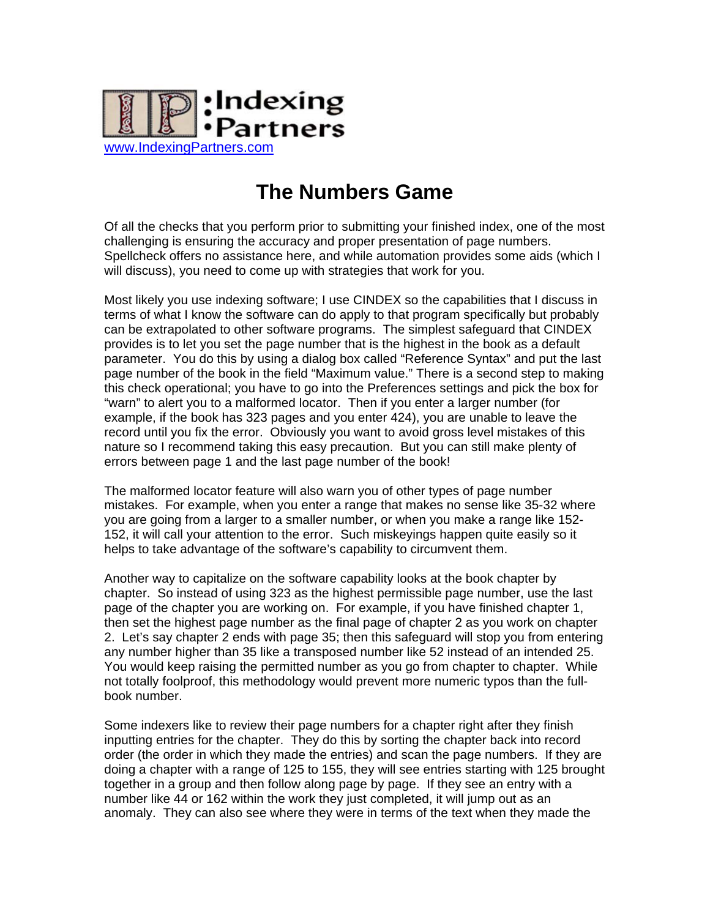IP :Indexing •Partners

www.IndexingPartners.com

# The Numbers Game

Of all the checks that you perform prior to submitting your finished index, one of the most challenging is ensuring the accuracy and proper presentation of page numbers. Spellcheck offers no assistance here, and while automation provides some aids (which I will discuss), you need to come up with strategies that work for you.

Most likely you use indexing software; I use CINDEX so the capabilities that I discuss in terms of what I know the software can do apply to that program specifically but probably can be extrapolated to other software programs. The simplest safeguard that CINDEX provides is to let you set the page number that is the highest in the book as a default parameter. You do this by using a dialog box called "Reference Syntax" and put the last page number of the book in the field "Maximum value." There is a second step to making this check operational; you have to go into the Preferences settings and pick the box for "warn" to alert you to a malformed locator. Then if you enter a larger number (for example, if the book has 323 pages and you enter 424), you are unable to leave the record until you fix the error. Obviously you want to avoid gross level mistakes of this nature so I recommend taking this easy precaution. But you can still make plenty of errors between page 1 and the last page number of the book!

The malformed locator feature will also warn you of other types of page number mistakes. For example, when you enter a range that makes no sense like 35-32 where you are going from a larger to a smaller number, or when you make a range like 152-152, it will call your attention to the error. Such miskeyings happen quite easily so it helps to take advantage of the software's capability to circumvent them.

Another way to capitalize on the software capability looks at the book chapter by chapter. So instead of using 323 as the highest permissible page number, use the last page of the chapter you are working on. For example, if you have finished chapter 1, then set the highest page number as the final page of chapter 2 as you work on chapter 2. Let's say chapter 2 ends with page 35; then this safeguard will stop you from entering any number higher than 35 like a transposed number like 52 instead of an intended 25. You would keep raising the permitted number as you go from chapter to chapter. While not totally foolproof, this methodology would prevent more numeric typos than the full-book number.

Some indexers like to review their page numbers for a chapter right after they finish inputting entries for the chapter. They do this by sorting the chapter back into record order (the order in which they made the entries) and scan the page numbers. If they are doing a chapter with a range of 125 to 155, they will see entries starting with 125 brought together in a group and then follow along page by page. If they see an entry with a number like 44 or 162 within the work they just completed, it will jump out as an anomaly. They can also see where they were in terms of the text when they made the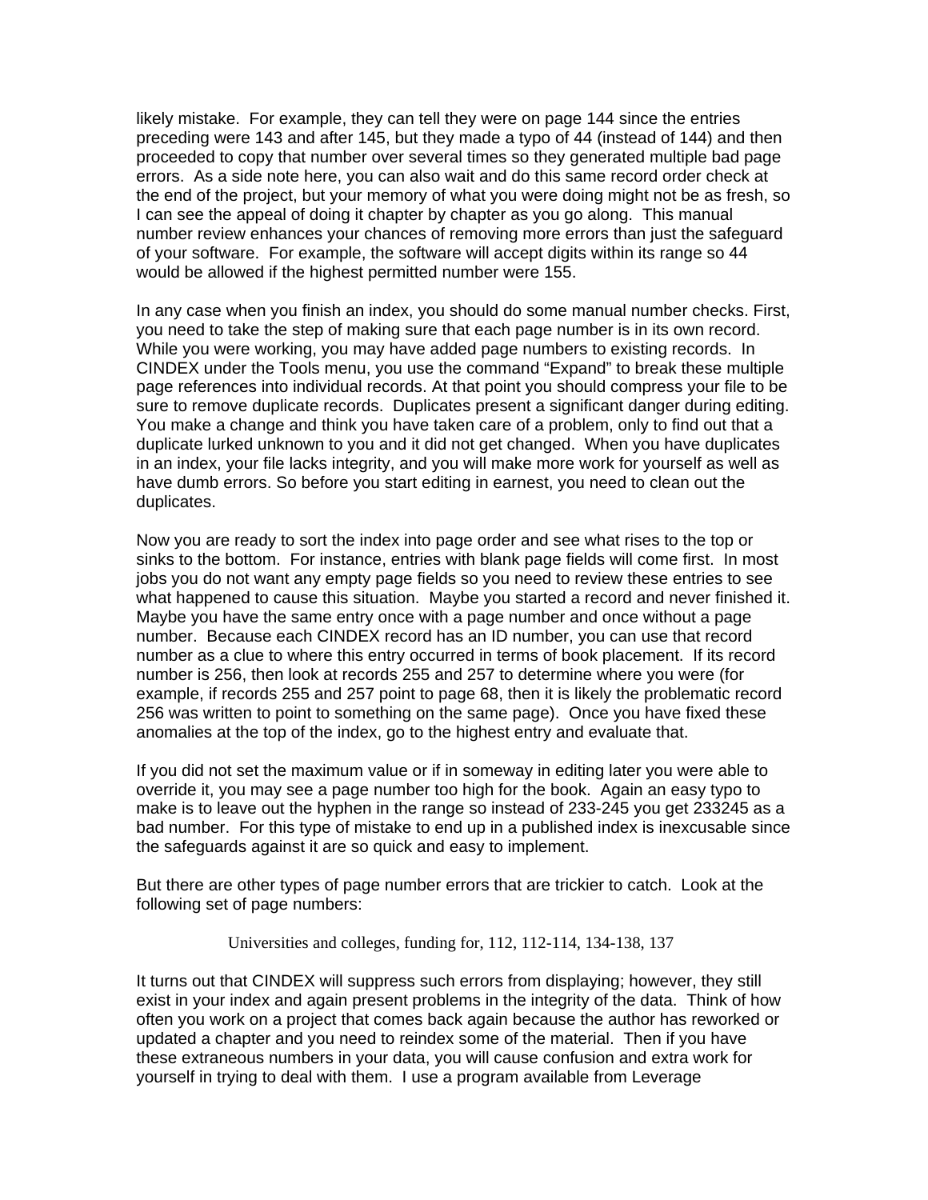likely mistake. For example, they can tell they were on page 144 since the entries preceding were 143 and after 145, but they made a typo of 44 (instead of 144) and then proceeded to copy that number over several times so they generated multiple bad page errors. As a side note here, you can also wait and do this same record order check at the end of the project, but your memory of what you were doing might not be as fresh, so I can see the appeal of doing it chapter by chapter as you go along. This manual number review enhances your chances of removing more errors than just the safeguard of your software. For example, the software will accept digits within its range so 44 would be allowed if the highest permitted number were 155.

In any case when you finish an index, you should do some manual number checks. First, you need to take the step of making sure that each page number is in its own record. While you were working, you may have added page numbers to existing records. In CINDEX under the Tools menu, you use the command "Expand" to break these multiple page references into individual records. At that point you should compress your file to be sure to remove duplicate records. Duplicates present a significant danger during editing. You make a change and think you have taken care of a problem, only to find out that a duplicate lurked unknown to you and it did not get changed. When you have duplicates in an index, your file lacks integrity, and you will make more work for yourself as well as have dumb errors. So before you start editing in earnest, you need to clean out the duplicates.

Now you are ready to sort the index into page order and see what rises to the top or sinks to the bottom. For instance, entries with blank page fields will come first. In most jobs you do not want any empty page fields so you need to review these entries to see what happened to cause this situation. Maybe you started a record and never finished it. Maybe you have the same entry once with a page number and once without a page number. Because each CINDEX record has an ID number, you can use that record number as a clue to where this entry occurred in terms of book placement. If its record number is 256, then look at records 255 and 257 to determine where you were (for example, if records 255 and 257 point to page 68, then it is likely the problematic record 256 was written to point to something on the same page). Once you have fixed these anomalies at the top of the index, go to the highest entry and evaluate that.

If you did not set the maximum value or if in someway in editing later you were able to override it, you may see a page number too high for the book. Again an easy typo to make is to leave out the hyphen in the range so instead of 233-245 you get 233245 as a bad number. For this type of mistake to end up in a published index is inexcusable since the safeguards against it are so quick and easy to implement.

But there are other types of page number errors that are trickier to catch. Look at the following set of page numbers:

> Universities and colleges, funding for, 112, 112-114, 134-138, 137

It turns out that CINDEX will suppress such errors from displaying; however, they still exist in your index and again present problems in the integrity of the data. Think of how often you work on a project that comes back again because the author has reworked or updated a chapter and you need to reindex some of the material. Then if you have these extraneous numbers in your data, you will cause confusion and extra work for yourself in trying to deal with them. I use a program available from Leverage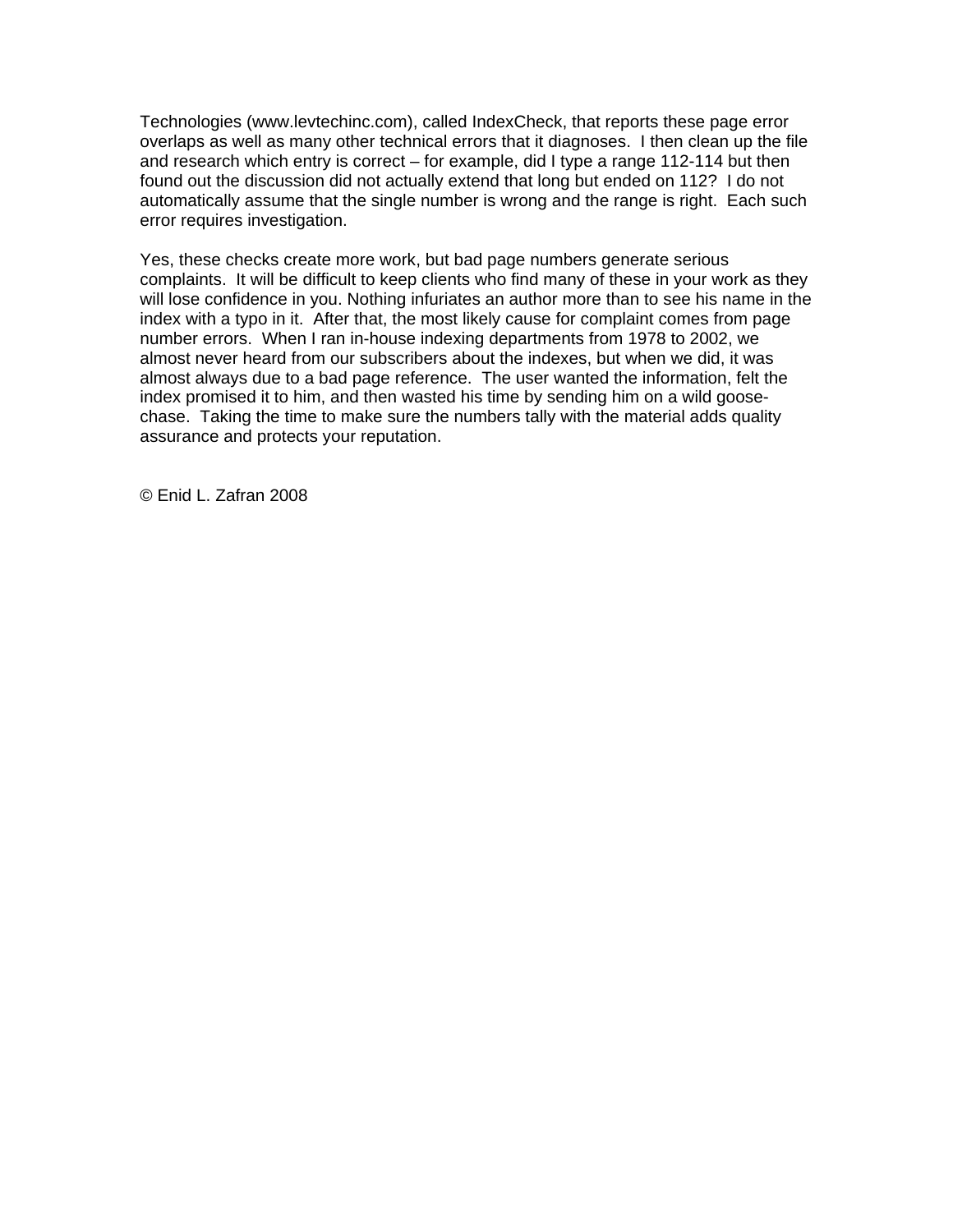Technologies (www.levtechinc.com), called IndexCheck, that reports these page error overlaps as well as many other technical errors that it diagnoses. I then clean up the file and research which entry is correct – for example, did I type a range 112-114 but then found out the discussion did not actually extend that long but ended on 112? I do not automatically assume that the single number is wrong and the range is right. Each such error requires investigation.

Yes, these checks create more work, but bad page numbers generate serious complaints. It will be difficult to keep clients who find many of these in your work as they will lose confidence in you. Nothing infuriates an author more than to see his name in the index with a typo in it. After that, the most likely cause for complaint comes from page number errors. When I ran in-house indexing departments from 1978 to 2002, we almost never heard from our subscribers about the indexes, but when we did, it was almost always due to a bad page reference. The user wanted the information, felt the index promised it to him, and then wasted his time by sending him on a wild goose-chase. Taking the time to make sure the numbers tally with the material adds quality assurance and protects your reputation.

© Enid L. Zafran 2008